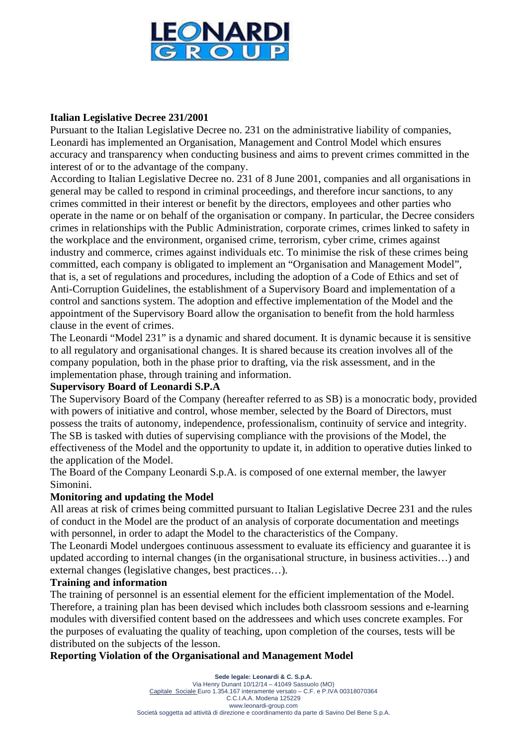## Italian Legislative Decree 231/2001

Pursuant to the Italian Legislative Decree no. 231 on the administrative liability of companies, Leonardi has implemented an Organisation, Management and Control Model which ensures accuracy and transparency when conducting business and aims to prevent crimes committed in the interest of or to the advantage of the company.

According to Italian Legislative Decree no. 231 of 8 June 2001, companies and all organisations in general may be called to respond in criminal proceedings, and therefore incur sanctions, to any crimes committed in their interest or benefit by the directors, employees and other parties who operate in the name or on behalf of the organisation or company. In particular, the Decree considers crimes in relationships with the Public Administration, corporate crimes, crimes linked to safety in the workplace and the environment, organised crime, terrorism, cyber crime, crimes against industry and commerce, crimes against individuals etc. To minimise the risk of these crimes being committed, each company is obligated to implement an “Organisation and Management Model”, that is, a set of regulations and procedures, including the adoption of a Code of Ethics and set of Anti-Corruption Guidelines, the establishment of a Supervisory Board and implementation of a control and sanctions system. The adoption and effective implementation of the Model and the appointment of the Supervisory Board allow the organisation to benefit from the hold harmless clause in the event of crimes.

The Leonardi “Model 231” is a dynamic and shared document. It is dynamic because it is sensitive to all regulatory and organisational changes. It is shared because its creation involves all of the company population, both in the phase prior to drafting, via the risk assessment, and in the implementation phase, through training and information.

## Supervisory Board of Leonardi S.P.A

The Supervisory Board of the Company (hereafter referred to as SB) is a monocratic body, provided with powers of initiative and control, whose member, selected by the Board of Directors, must possess the traits of autonomy, independence, professionalism, continuity of service and integrity. The SB is tasked with duties of supervising compliance with the provisions of the Model, the effectiveness of the Model and the opportunity to update it, in addition to operative duties linked to the application of the Model.

The Board of the Company Leonardi S.p.A. is composed of one external member, the lawyer Simonini.

## Monitoring and updating the Model

All areas at risk of crimes being committed pursuant to Italian Legislative Decree 231 and the rules of conduct in the Model are the product of an analysis of corporate documentation and meetings with personnel, in order to adapt the Model to the characteristics of the Company.

The Leonardi Model undergoes continuous assessment to evaluate its efficiency and guarantee it is updated according to internal changes (in the organisational structure, in business activities…) and external changes (legislative changes, best practices…).

## Training and information

The training of personnel is an essential element for the efficient implementation of the Model. Therefore, a training plan has been devised which includes both classroom sessions and e-learning modules with diversified content based on the addressees and which uses concrete examples. For the purposes of evaluating the quality of teaching, upon completion of the courses, tests will be distributed on the subjects of the lesson.

## Reporting Violation of the Organisational and Management Model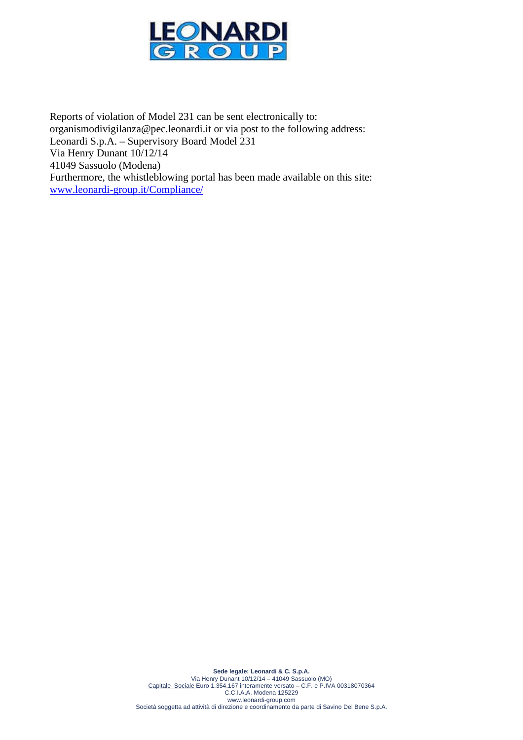Reports of violation of Model 231 can be sent electronically to:
organismodivigilanza@pec.leonardi.it or via post to the following address:
Leonardi S.p.A. – Supervisory Board Model 231
Via Henry Dunant 10/12/14
41049 Sassuolo (Modena)
Furthermore, the whistleblowing portal has been made available on this site:
[www.leonardi-group.it/Compliance/](www.leonardi-group.it/Compliance/)